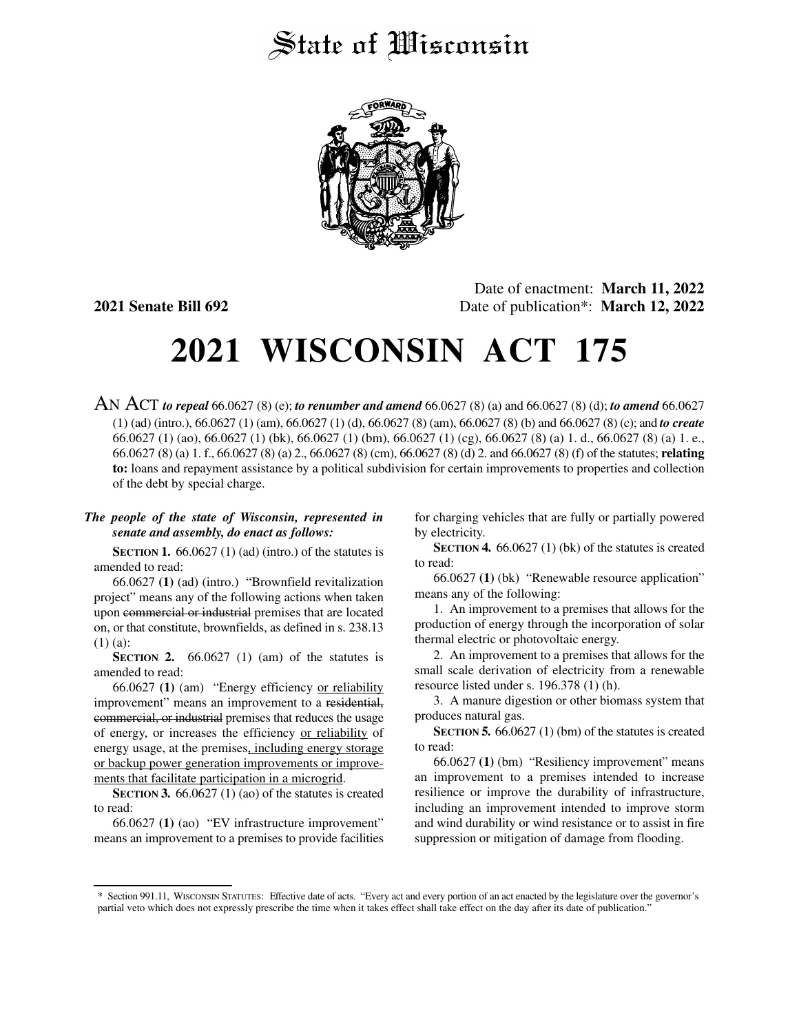# State of Wisconsin

**2021 Senate Bill 692**

Date of enactment: **March 11, 2022**
Date of publication*: **March 12, 2022**

# 2021 WISCONSIN ACT 175

AN ACT ***to repeal*** 66.0627 (8) (e); ***to renumber and amend*** 66.0627 (8) (a) and 66.0627 (8) (d); ***to amend*** 66.0627 (1) (ad) (intro.), 66.0627 (1) (am), 66.0627 (1) (d), 66.0627 (8) (am), 66.0627 (8) (b) and 66.0627 (8) (c); and ***to create*** 66.0627 (1) (ao), 66.0627 (1) (bk), 66.0627 (1) (bm), 66.0627 (1) (cg), 66.0627 (8) (a) 1. d., 66.0627 (8) (a) 1. e., 66.0627 (8) (a) 1. f., 66.0627 (8) (a) 2., 66.0627 (8) (cm), 66.0627 (8) (d) 2. and 66.0627 (8) (f) of the statutes; **relating to:** loans and repayment assistance by a political subdivision for certain improvements to properties and collection of the debt by special charge.

***The people of the state of Wisconsin, represented in senate and assembly, do enact as follows:***

**SECTION 1.** 66.0627 (1) (ad) (intro.) of the statutes is amended to read:

66.0627 **(1)** (ad) (intro.) "Brownfield revitalization project" means any of the following actions when taken upon ~~commercial or industrial~~ premises that are located on, or that constitute, brownfields, as defined in s. 238.13 (1) (a):

**SECTION 2.** 66.0627 (1) (am) of the statutes is amended to read:

66.0627 **(1)** (am) "Energy efficiency <u>or reliability</u> improvement" means an improvement to a ~~residential, commercial, or industrial~~ premises that reduces the usage of energy, or increases the efficiency <u>or reliability</u> of energy usage, at the premises<u>, including energy storage or backup power generation improvements or improvements that facilitate participation in a microgrid</u>.

**SECTION 3.** 66.0627 (1) (ao) of the statutes is created to read:

66.0627 **(1)** (ao) "EV infrastructure improvement" means an improvement to a premises to provide facilities for charging vehicles that are fully or partially powered by electricity.

**SECTION 4.** 66.0627 (1) (bk) of the statutes is created to read:

66.0627 **(1)** (bk) "Renewable resource application" means any of the following:

1. An improvement to a premises that allows for the production of energy through the incorporation of solar thermal electric or photovoltaic energy.

2. An improvement to a premises that allows for the small scale derivation of electricity from a renewable resource listed under s. 196.378 (1) (h).

3. A manure digestion or other biomass system that produces natural gas.

**SECTION 5.** 66.0627 (1) (bm) of the statutes is created to read:

66.0627 **(1)** (bm) "Resiliency improvement" means an improvement to a premises intended to increase resilience or improve the durability of infrastructure, including an improvement intended to improve storm and wind durability or wind resistance or to assist in fire suppression or mitigation of damage from flooding.

\* Section 991.11, WISCONSIN STATUTES: Effective date of acts. "Every act and every portion of an act enacted by the legislature over the governor's partial veto which does not expressly prescribe the time when it takes effect shall take effect on the day after its date of publication."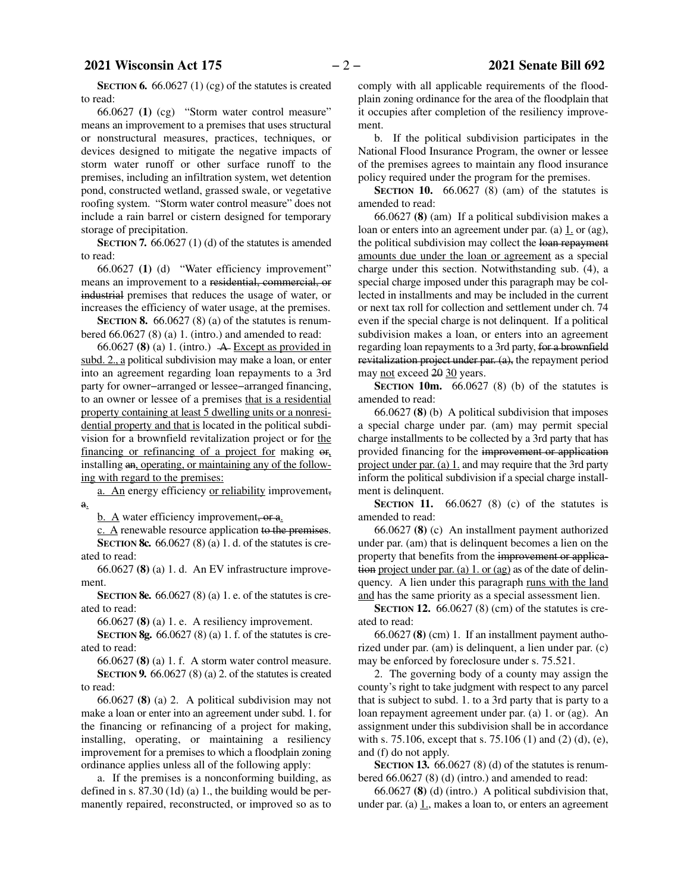**SECTION 6.** 66.0627 (1) (cg) of the statutes is created to read:

66.0627 **(1)** (cg) "Storm water control measure" means an improvement to a premises that uses structural or nonstructural measures, practices, techniques, or devices designed to mitigate the negative impacts of storm water runoff or other surface runoff to the premises, including an infiltration system, wet detention pond, constructed wetland, grassed swale, or vegetative roofing system. "Storm water control measure" does not include a rain barrel or cistern designed for temporary storage of precipitation.

**SECTION 7.** 66.0627 (1) (d) of the statutes is amended to read:

66.0627 **(1)** (d) "Water efficiency improvement" means an improvement to a ~~residential, commercial, or industrial~~ premises that reduces the usage of water, or increases the efficiency of water usage, at the premises.

**SECTION 8.** 66.0627 (8) (a) of the statutes is renumbered 66.0627 (8) (a) 1. (intro.) and amended to read:

66.0627 **(8)** (a) 1. (intro.) ~~A~~ Except as provided in subd. 2., a political subdivision may make a loan, or enter into an agreement regarding loan repayments to a 3rd party for owner–arranged or lessee–arranged financing, to an owner or lessee of a premises that is a residential property containing at least 5 dwelling units or a nonresidential property and that is located in the political subdivision for a brownfield revitalization project or for the financing or refinancing of a project for making ~~or~~, installing ~~an~~, operating, or maintaining any of the following with regard to the premises:

a. An energy efficiency or reliability improvement~~,~~ ~~a~~.

b. A water efficiency improvement~~, or a~~.

c. A renewable resource application ~~to the premises~~.

**SECTION 8c.** 66.0627 (8) (a) 1. d. of the statutes is created to read:

66.0627 **(8)** (a) 1. d. An EV infrastructure improvement.

**SECTION 8e.** 66.0627 (8) (a) 1. e. of the statutes is created to read:

66.0627 **(8)** (a) 1. e. A resiliency improvement.

**SECTION 8g.** 66.0627 (8) (a) 1. f. of the statutes is created to read:

66.0627 **(8)** (a) 1. f. A storm water control measure.

**SECTION 9.** 66.0627 (8) (a) 2. of the statutes is created to read:

66.0627 **(8)** (a) 2. A political subdivision may not make a loan or enter into an agreement under subd. 1. for the financing or refinancing of a project for making, installing, operating, or maintaining a resiliency improvement for a premises to which a floodplain zoning ordinance applies unless all of the following apply:

a. If the premises is a nonconforming building, as defined in s. 87.30 (1d) (a) 1., the building would be permanently repaired, reconstructed, or improved so as to comply with all applicable requirements of the floodplain zoning ordinance for the area of the floodplain that it occupies after completion of the resiliency improvement.

b. If the political subdivision participates in the National Flood Insurance Program, the owner or lessee of the premises agrees to maintain any flood insurance policy required under the program for the premises.

**SECTION 10.** 66.0627 (8) (am) of the statutes is amended to read:

66.0627 **(8)** (am) If a political subdivision makes a loan or enters into an agreement under par. (a) 1. or (ag), the political subdivision may collect the ~~loan repayment~~ amounts due under the loan or agreement as a special charge under this section. Notwithstanding sub. (4), a special charge imposed under this paragraph may be collected in installments and may be included in the current or next tax roll for collection and settlement under ch. 74 even if the special charge is not delinquent. If a political subdivision makes a loan, or enters into an agreement regarding loan repayments to a 3rd party, ~~for a brownfield revitalization project under par. (a),~~ the repayment period may not exceed ~~20~~ 30 years.

**SECTION 10m.** 66.0627 (8) (b) of the statutes is amended to read:

66.0627 **(8)** (b) A political subdivision that imposes a special charge under par. (am) may permit special charge installments to be collected by a 3rd party that has provided financing for the ~~improvement or application~~ project under par. (a) 1. and may require that the 3rd party inform the political subdivision if a special charge installment is delinquent.

**SECTION 11.** 66.0627 (8) (c) of the statutes is amended to read:

66.0627 **(8)** (c) An installment payment authorized under par. (am) that is delinquent becomes a lien on the property that benefits from the ~~improvement or application~~ project under par. (a) 1. or (ag) as of the date of delinquency. A lien under this paragraph runs with the land and has the same priority as a special assessment lien.

**SECTION 12.** 66.0627 (8) (cm) of the statutes is created to read:

66.0627 **(8)** (cm) 1. If an installment payment authorized under par. (am) is delinquent, a lien under par. (c) may be enforced by foreclosure under s. 75.521.

2. The governing body of a county may assign the county's right to take judgment with respect to any parcel that is subject to subd. 1. to a 3rd party that is party to a loan repayment agreement under par. (a) 1. or (ag). An assignment under this subdivision shall be in accordance with s. 75.106, except that s. 75.106 (1) and (2) (d), (e), and (f) do not apply.

**SECTION 13.** 66.0627 (8) (d) of the statutes is renumbered 66.0627 (8) (d) (intro.) and amended to read:

66.0627 **(8)** (d) (intro.) A political subdivision that, under par. (a) 1., makes a loan to, or enters an agreement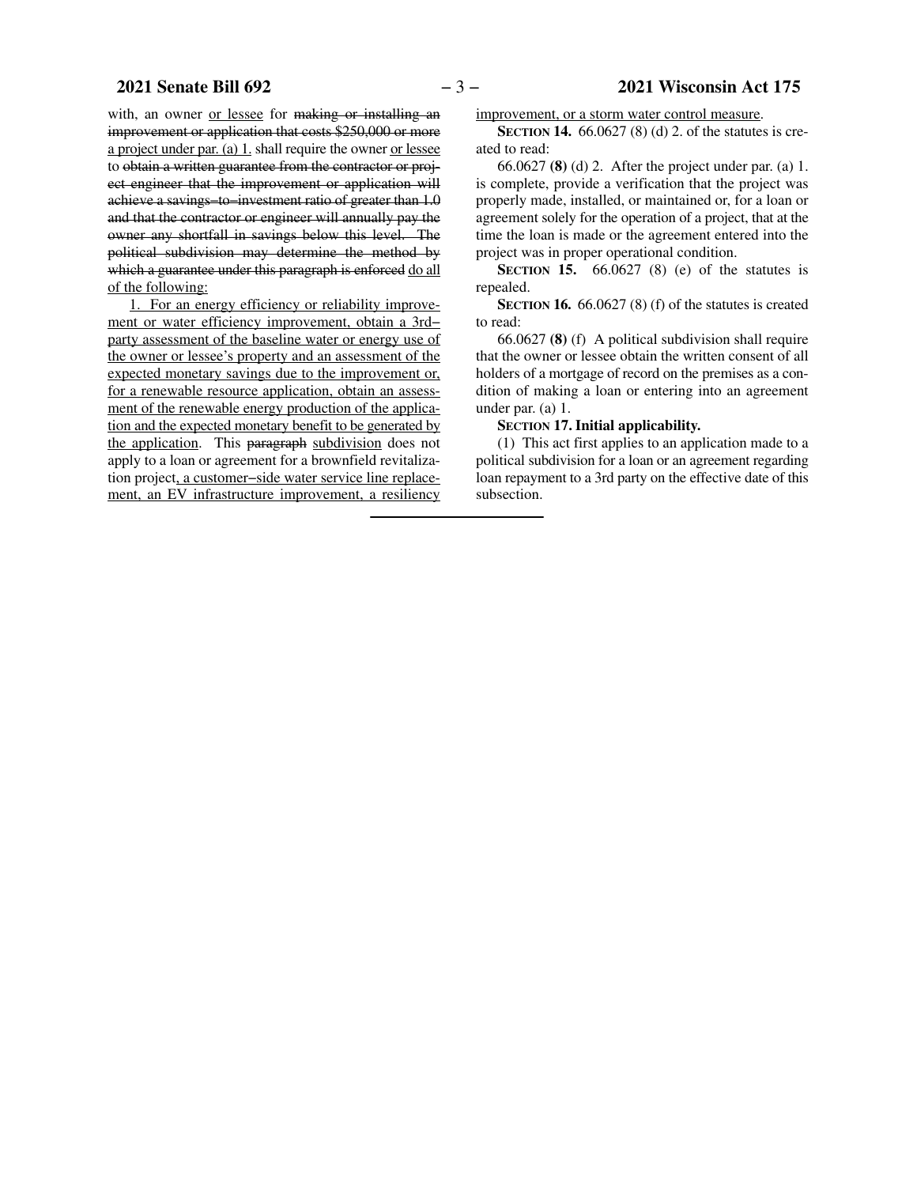with, an owner or lessee for ~~making or installing an improvement or application that costs $250,000 or more~~ a project under par. (a) 1. shall require the owner or lessee to ~~obtain a written guarantee from the contractor or project engineer that the improvement or application will achieve a savings−to−investment ratio of greater than 1.0 and that the contractor or engineer will annually pay the owner any shortfall in savings below this level. The political subdivision may determine the method by which a guarantee under this paragraph is enforced~~ do all of the following:

1. For an energy efficiency or reliability improvement or water efficiency improvement, obtain a 3rd−party assessment of the baseline water or energy use of the owner or lessee's property and an assessment of the expected monetary savings due to the improvement or, for a renewable resource application, obtain an assessment of the renewable energy production of the application and the expected monetary benefit to be generated by the application. This ~~paragraph~~ subdivision does not apply to a loan or agreement for a brownfield revitalization project, a customer−side water service line replacement, an EV infrastructure improvement, a resiliency improvement, or a storm water control measure.

**SECTION 14.** 66.0627 (8) (d) 2. of the statutes is created to read:

66.0627 **(8)** (d) 2. After the project under par. (a) 1. is complete, provide a verification that the project was properly made, installed, or maintained or, for a loan or agreement solely for the operation of a project, that at the time the loan is made or the agreement entered into the project was in proper operational condition.

**SECTION 15.** 66.0627 (8) (e) of the statutes is repealed.

**SECTION 16.** 66.0627 (8) (f) of the statutes is created to read:

66.0627 **(8)** (f) A political subdivision shall require that the owner or lessee obtain the written consent of all holders of a mortgage of record on the premises as a condition of making a loan or entering into an agreement under par. (a) 1.

**SECTION 17. Initial applicability.**

(1) This act first applies to an application made to a political subdivision for a loan or an agreement regarding loan repayment to a 3rd party on the effective date of this subsection.